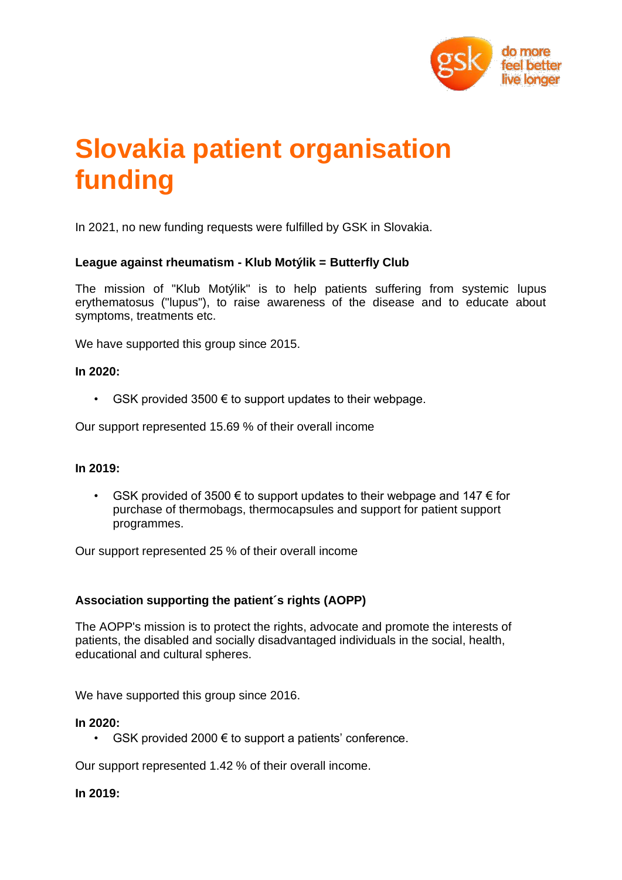# Slovakia patient organisation funding

In 2021, no new funding requests were fulfilled by GSK in Slovakia.

**League against rheumatism - Klub Motýlik = Butterfly Club**

The mission of "Klub Motýlik" is to help patients suffering from systemic lupus erythematosus ("lupus"), to raise awareness of the disease and to educate about symptoms, treatments etc.

We have supported this group since 2015.

**In 2020:**

- GSK provided 3500 € to support updates to their webpage.

Our support represented 15.69 % of their overall income

**In 2019:**

- GSK provided of 3500 € to support updates to their webpage and 147 € for purchase of thermobags, thermocapsules and support for patient support programmes.

Our support represented 25 % of their overall income

**Association supporting the patient´s rights (AOPP)**

The AOPP's mission is to protect the rights, advocate and promote the interests of patients, the disabled and socially disadvantaged individuals in the social, health, educational and cultural spheres.

We have supported this group since 2016.

**In 2020:**

- GSK provided 2000 € to support a patients' conference.

Our support represented 1.42 % of their overall income.

**In 2019:**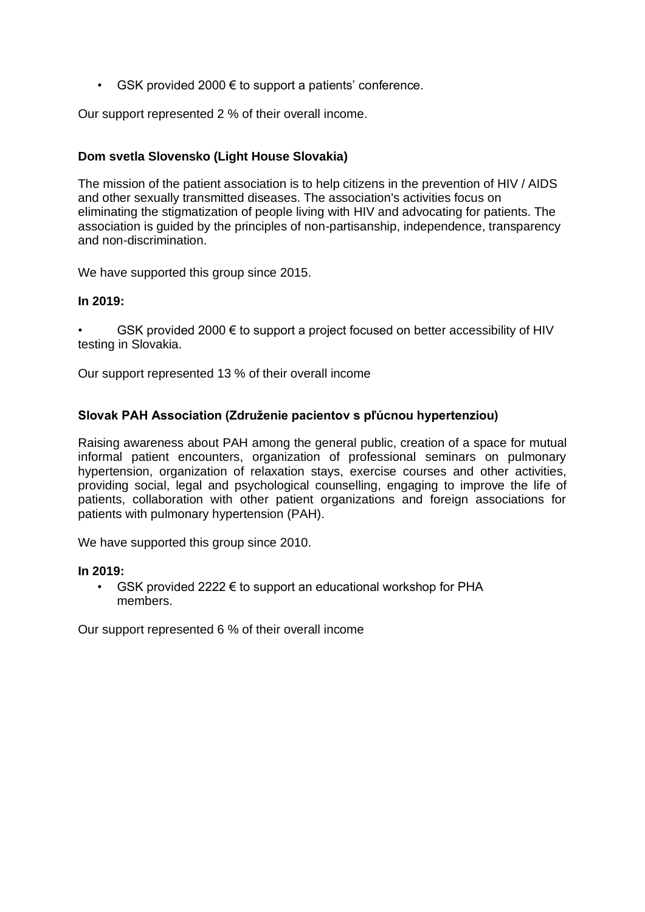- GSK provided 2000 € to support a patients' conference.

Our support represented 2 % of their overall income.

**Dom svetla Slovensko (Light House Slovakia)**

The mission of the patient association is to help citizens in the prevention of HIV / AIDS and other sexually transmitted diseases. The association's activities focus on eliminating the stigmatization of people living with HIV and advocating for patients. The association is guided by the principles of non-partisanship, independence, transparency and non-discrimination.

We have supported this group since 2015.

**In 2019:**

- GSK provided 2000 € to support a project focused on better accessibility of HIV testing in Slovakia.

Our support represented 13 % of their overall income

**Slovak PAH Association (Združenie pacientov s pľúcnou hypertenziou)**

Raising awareness about PAH among the general public, creation of a space for mutual informal patient encounters, organization of professional seminars on pulmonary hypertension, organization of relaxation stays, exercise courses and other activities, providing social, legal and psychological counselling, engaging to improve the life of patients, collaboration with other patient organizations and foreign associations for patients with pulmonary hypertension (PAH).

We have supported this group since 2010.

**In 2019:**

- GSK provided 2222 € to support an educational workshop for PHA members.

Our support represented 6 % of their overall income